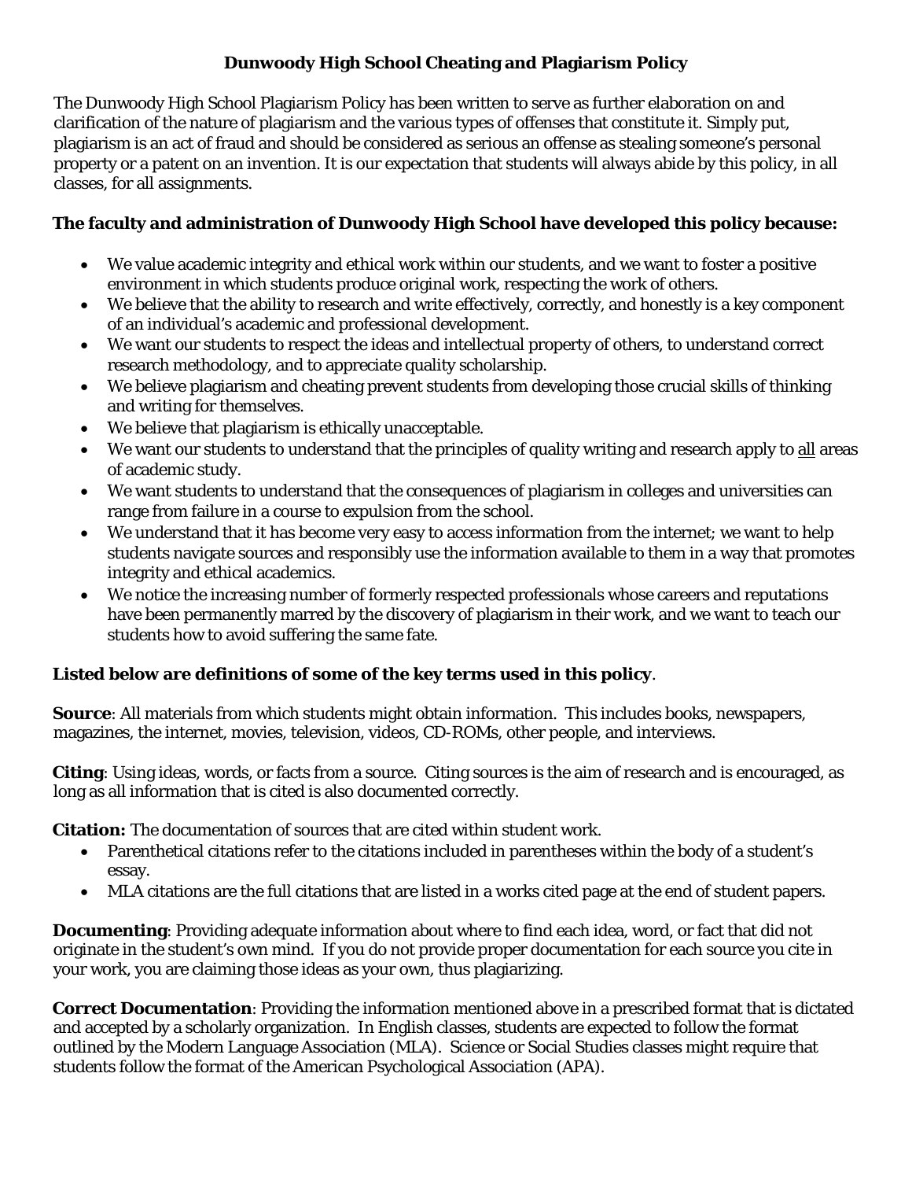# Dunwoody High School Cheating and Plagiarism Policy

The Dunwoody High School Plagiarism Policy has been written to serve as further elaboration on and clarification of the nature of plagiarism and the various types of offenses that constitute it. Simply put, plagiarism is an act of fraud and should be considered as serious an offense as stealing someone's personal property or a patent on an invention. It is our expectation that students will always abide by this policy, in all classes, for all assignments.

**The faculty and administration of Dunwoody High School have developed this policy because:**

- We value academic integrity and ethical work within our students, and we want to foster a positive environment in which students produce original work, respecting the work of others.
- We believe that the ability to research and write effectively, correctly, and honestly is a key component of an individual's academic and professional development.
- We want our students to respect the ideas and intellectual property of others, to understand correct research methodology, and to appreciate quality scholarship.
- We believe plagiarism and cheating prevent students from developing those crucial skills of thinking and writing for themselves.
- We believe that plagiarism is ethically unacceptable.
- We want our students to understand that the principles of quality writing and research apply to <u>all</u> areas of academic study.
- We want students to understand that the consequences of plagiarism in colleges and universities can range from failure in a course to expulsion from the school.
- We understand that it has become very easy to access information from the internet; we want to help students navigate sources and responsibly use the information available to them in a way that promotes integrity and ethical academics.
- We notice the increasing number of formerly respected professionals whose careers and reputations have been permanently marred by the discovery of plagiarism in their work, and we want to teach our students how to avoid suffering the same fate.

**Listed below are definitions of some of the key terms used in this policy**.

**Source**: All materials from which students might obtain information. This includes books, newspapers, magazines, the internet, movies, television, videos, CD-ROMs, other people, and interviews.

**Citing**: Using ideas, words, or facts from a source. Citing sources is the aim of research and is encouraged, as long as all information that is cited is also documented correctly.

**Citation:** The documentation of sources that are cited within student work.

- Parenthetical citations refer to the citations included in parentheses within the body of a student's essay.
- MLA citations are the full citations that are listed in a works cited page at the end of student papers.

**Documenting**: Providing adequate information about where to find each idea, word, or fact that did not originate in the student's own mind. If you do not provide proper documentation for each source you cite in your work, you are claiming those ideas as your own, thus plagiarizing.

**Correct Documentation**: Providing the information mentioned above in a prescribed format that is dictated and accepted by a scholarly organization. In English classes, students are expected to follow the format outlined by the Modern Language Association (MLA). Science or Social Studies classes might require that students follow the format of the American Psychological Association (APA).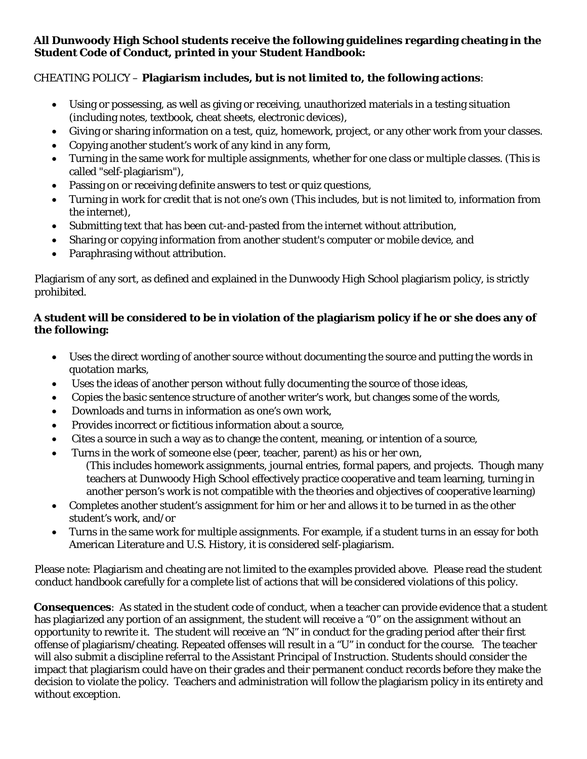**All Dunwoody High School students receive the following guidelines regarding cheating in the Student Code of Conduct, printed in your Student Handbook:**

CHEATING POLICY – **Plagiarism includes, but is not limited to, the following actions**:

- Using or possessing, as well as giving or receiving, unauthorized materials in a testing situation (including notes, textbook, cheat sheets, electronic devices),
- Giving or sharing information on a test, quiz, homework, project, or any other work from your classes.
- Copying another student's work of any kind in any form,
- Turning in the same work for multiple assignments, whether for one class or multiple classes. (This is called "self-plagiarism"),
- Passing on or receiving definite answers to test or quiz questions,
- Turning in work for credit that is not one's own (This includes, but is not limited to, information from the internet),
- Submitting text that has been cut-and-pasted from the internet without attribution,
- Sharing or copying information from another student's computer or mobile device, and
- Paraphrasing without attribution.

Plagiarism of any sort, as defined and explained in the Dunwoody High School plagiarism policy, is strictly prohibited.

**A student will be considered to be in violation of the plagiarism policy if he or she does any of the following:**

- Uses the direct wording of another source without documenting the source and putting the words in quotation marks,
- Uses the ideas of another person without fully documenting the source of those ideas,
- Copies the basic sentence structure of another writer's work, but changes some of the words,
- Downloads and turns in information as one's own work,
- Provides incorrect or fictitious information about a source,
- Cites a source in such a way as to change the content, meaning, or intention of a source,
- Turns in the work of someone else (peer, teacher, parent) as his or her own,
  (This includes homework assignments, journal entries, formal papers, and projects. Though many teachers at Dunwoody High School effectively practice cooperative and team learning, turning in another person's work is not compatible with the theories and objectives of cooperative learning)
- Completes another student's assignment for him or her and allows it to be turned in as the other student's work, and/or
- Turns in the same work for multiple assignments. For example, if a student turns in an essay for both American Literature and U.S. History, it is considered self-plagiarism.

Please note: Plagiarism and cheating are not limited to the examples provided above. Please read the student conduct handbook carefully for a complete list of actions that will be considered violations of this policy.

**Consequences**: As stated in the student code of conduct, when a teacher can provide evidence that a student has plagiarized any portion of an assignment, the student will receive a "0" on the assignment without an opportunity to rewrite it. The student will receive an "N" in conduct for the grading period after their first offense of plagiarism/cheating. Repeated offenses will result in a "U" in conduct for the course. The teacher will also submit a discipline referral to the Assistant Principal of Instruction. Students should consider the impact that plagiarism could have on their grades and their permanent conduct records before they make the decision to violate the policy. Teachers and administration will follow the plagiarism policy in its entirety and without exception.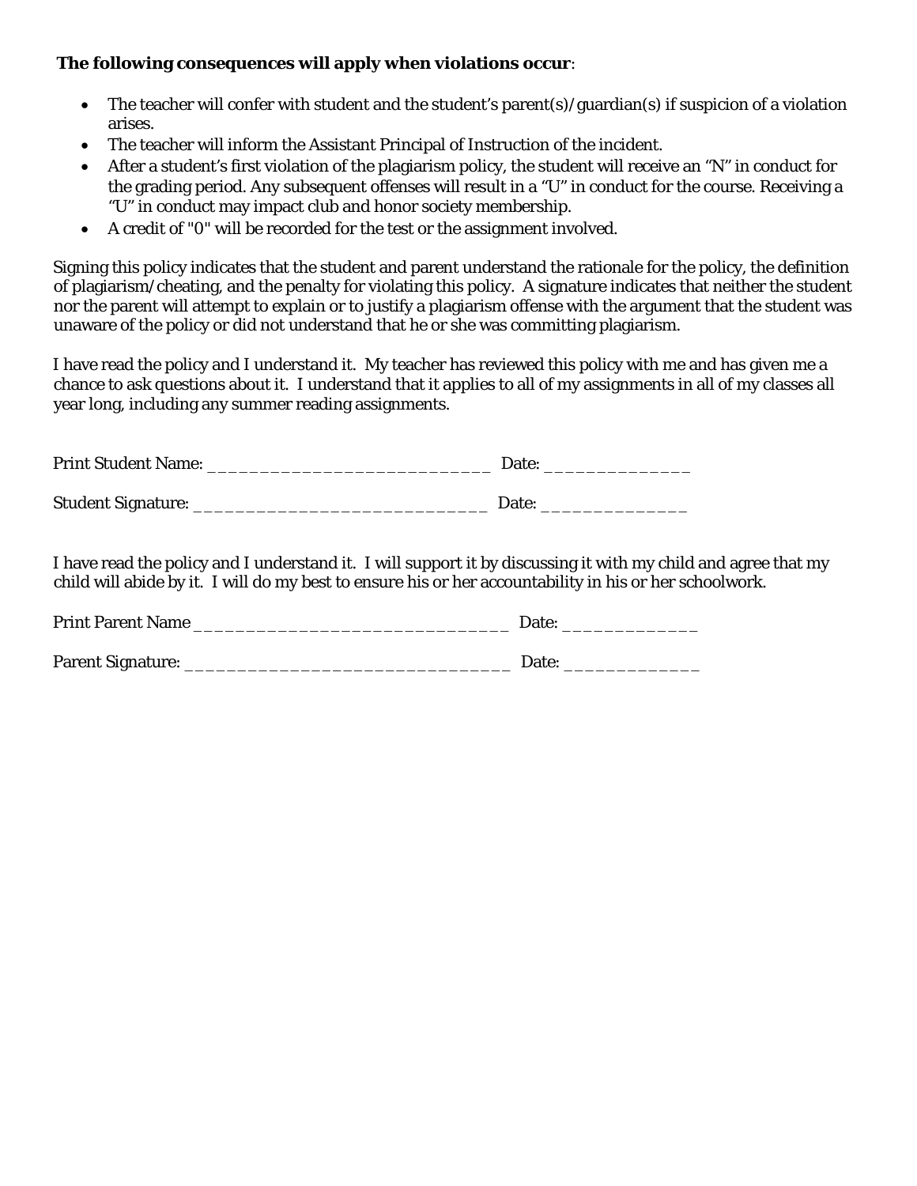**The following consequences will apply when violations occur**:

- The teacher will confer with student and the student's parent(s)/guardian(s) if suspicion of a violation arises.
- The teacher will inform the Assistant Principal of Instruction of the incident.
- After a student's first violation of the plagiarism policy, the student will receive an "N" in conduct for the grading period. Any subsequent offenses will result in a "U" in conduct for the course. Receiving a "U" in conduct may impact club and honor society membership.
- A credit of "0" will be recorded for the test or the assignment involved.

Signing this policy indicates that the student and parent understand the rationale for the policy, the definition of plagiarism/cheating, and the penalty for violating this policy. A signature indicates that neither the student nor the parent will attempt to explain or to justify a plagiarism offense with the argument that the student was unaware of the policy or did not understand that he or she was committing plagiarism.

I have read the policy and I understand it. My teacher has reviewed this policy with me and has given me a chance to ask questions about it. I understand that it applies to all of my assignments in all of my classes all year long, including any summer reading assignments.

Print Student Name: ____________________________ Date: ______________

Student Signature: _____________________________ Date: ______________

I have read the policy and I understand it. I will support it by discussing it with my child and agree that my child will abide by it. I will do my best to ensure his or her accountability in his or her schoolwork.

Print Parent Name _______________________________ Date: _____________

Parent Signature: ________________________________ Date: _____________